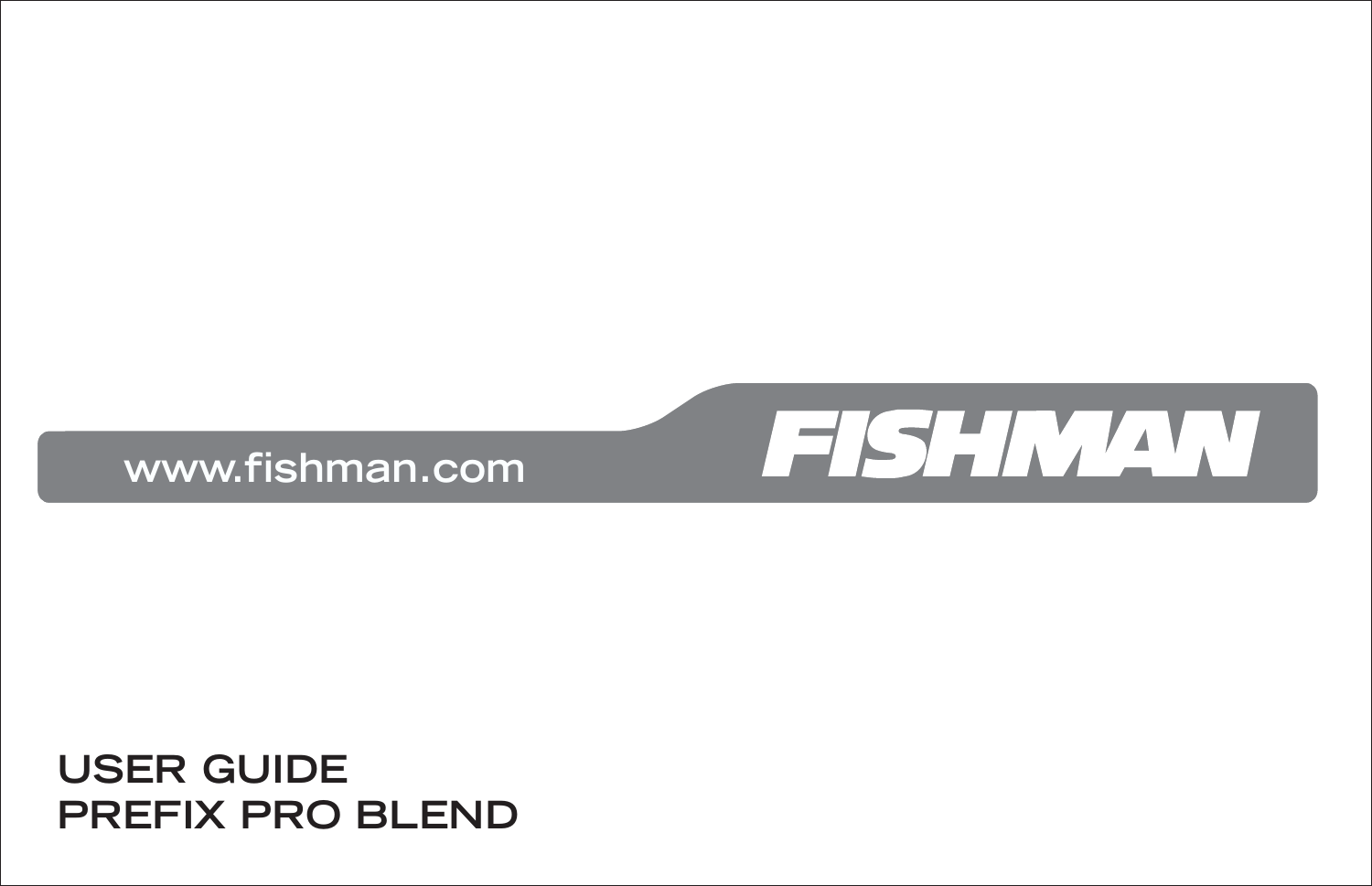www.fishman.com

FISHMAN

# USER GUIDE
# PREFIX PRO BLEND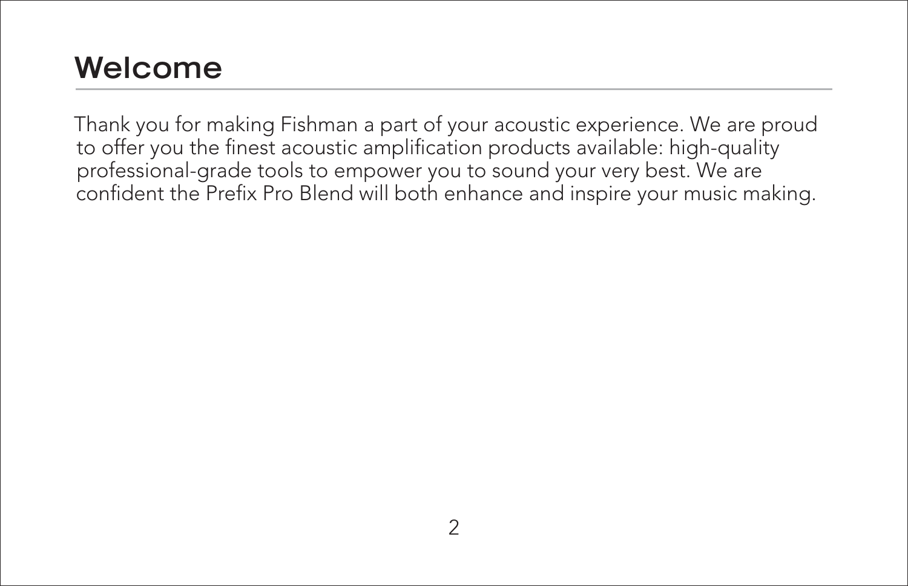# Welcome

Thank you for making Fishman a part of your acoustic experience. We are proud to offer you the finest acoustic amplification products available: high-quality professional-grade tools to empower you to sound your very best. We are confident the Prefix Pro Blend will both enhance and inspire your music making.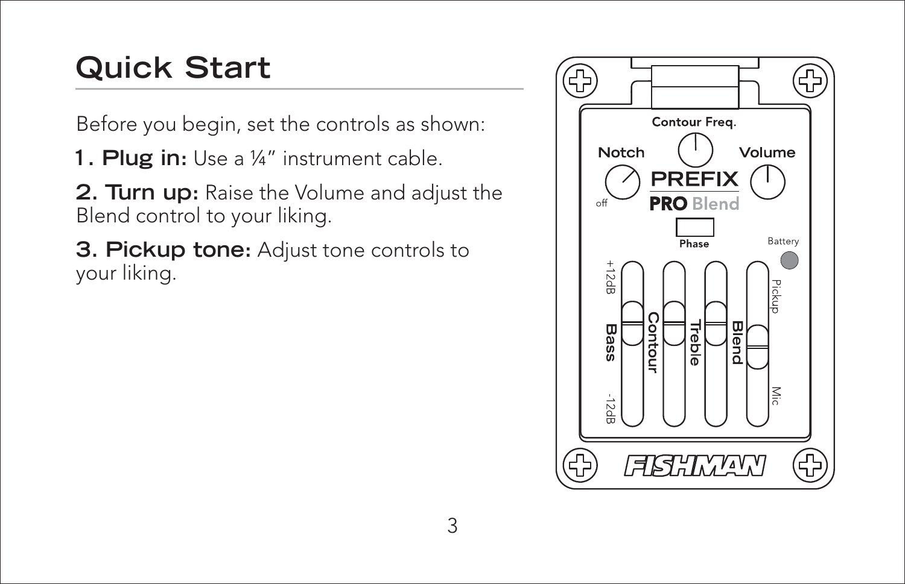# Quick Start

Before you begin, set the controls as shown:

**1. Plug in:** Use a ¼" instrument cable.

**2. Turn up:** Raise the Volume and adjust the Blend control to your liking.

**3. Pickup tone:** Adjust tone controls to your liking.

Contour Freq.

Notch

Volume

off

PREFIX

PRO Blend

Phase

Battery

+12dB

Bass

-12dB

Contour

Treble

Blend

Pickup

Mic

FISHMAN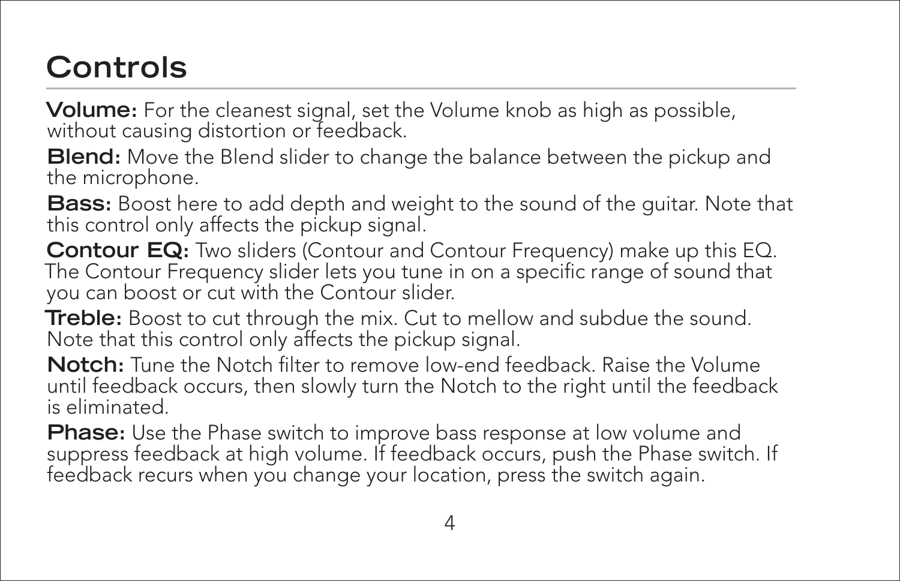# Controls

**Volume:** For the cleanest signal, set the Volume knob as high as possible, without causing distortion or feedback.

**Blend:** Move the Blend slider to change the balance between the pickup and the microphone.

**Bass:** Boost here to add depth and weight to the sound of the guitar. Note that this control only affects the pickup signal.

**Contour EQ:** Two sliders (Contour and Contour Frequency) make up this EQ. The Contour Frequency slider lets you tune in on a specific range of sound that you can boost or cut with the Contour slider.

**Treble:** Boost to cut through the mix. Cut to mellow and subdue the sound. Note that this control only affects the pickup signal.

**Notch:** Tune the Notch filter to remove low-end feedback. Raise the Volume until feedback occurs, then slowly turn the Notch to the right until the feedback is eliminated.

**Phase:** Use the Phase switch to improve bass response at low volume and suppress feedback at high volume. If feedback occurs, push the Phase switch. If feedback recurs when you change your location, press the switch again.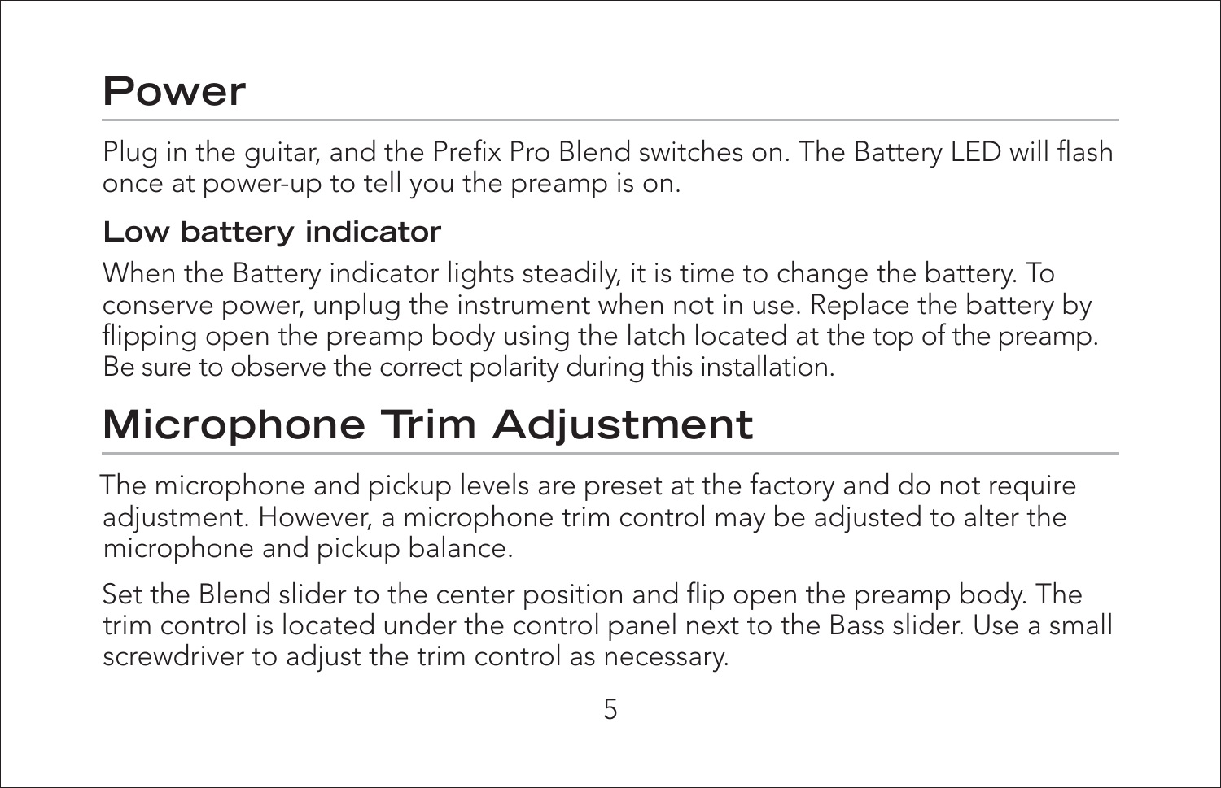# Power

Plug in the guitar, and the Prefix Pro Blend switches on. The Battery LED will flash once at power-up to tell you the preamp is on.

### Low battery indicator

When the Battery indicator lights steadily, it is time to change the battery. To conserve power, unplug the instrument when not in use. Replace the battery by flipping open the preamp body using the latch located at the top of the preamp. Be sure to observe the correct polarity during this installation.

# Microphone Trim Adjustment

The microphone and pickup levels are preset at the factory and do not require adjustment. However, a microphone trim control may be adjusted to alter the microphone and pickup balance.

Set the Blend slider to the center position and flip open the preamp body. The trim control is located under the control panel next to the Bass slider. Use a small screwdriver to adjust the trim control as necessary.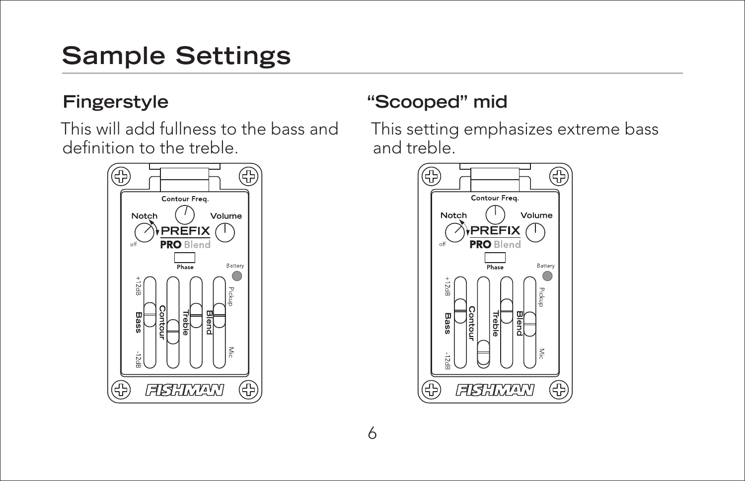# Sample Settings

## Fingerstyle

This will add fullness to the bass and definition to the treble.

## "Scooped" mid

This setting emphasizes extreme bass and treble.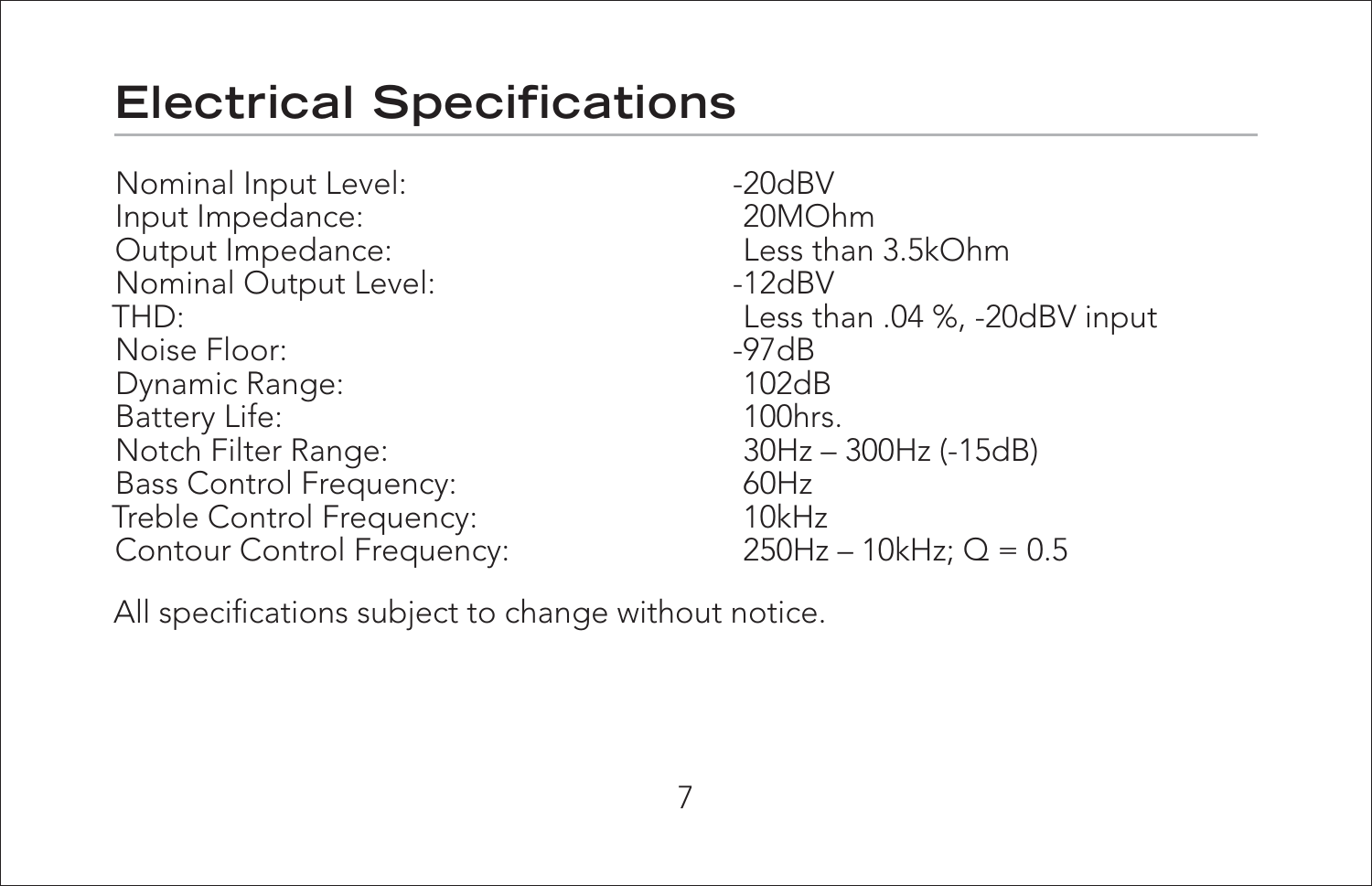# Electrical Specifications

| | |
|---|---|
| Nominal Input Level: | -20dBV |
| Input Impedance: | 20MOhm |
| Output Impedance: | Less than 3.5kOhm |
| Nominal Output Level: | -12dBV |
| THD: | Less than .04 %, -20dBV input |
| Noise Floor: | -97dB |
| Dynamic Range: | 102dB |
| Battery Life: | 100hrs. |
| Notch Filter Range: | 30Hz – 300Hz (-15dB) |
| Bass Control Frequency: | 60Hz |
| Treble Control Frequency: | 10kHz |
| Contour Control Frequency: | 250Hz – 10kHz; Q = 0.5 |

All specifications subject to change without notice.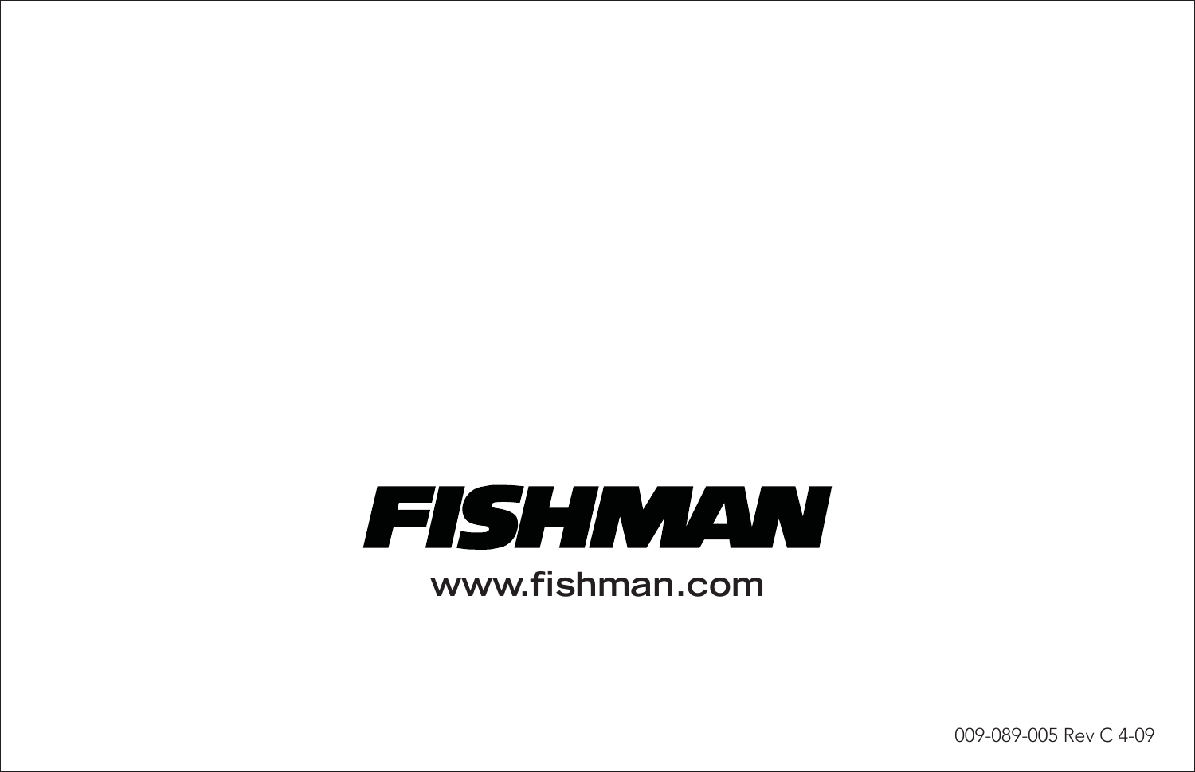FISHMAN

www.fishman.com

009-089-005 Rev C 4-09